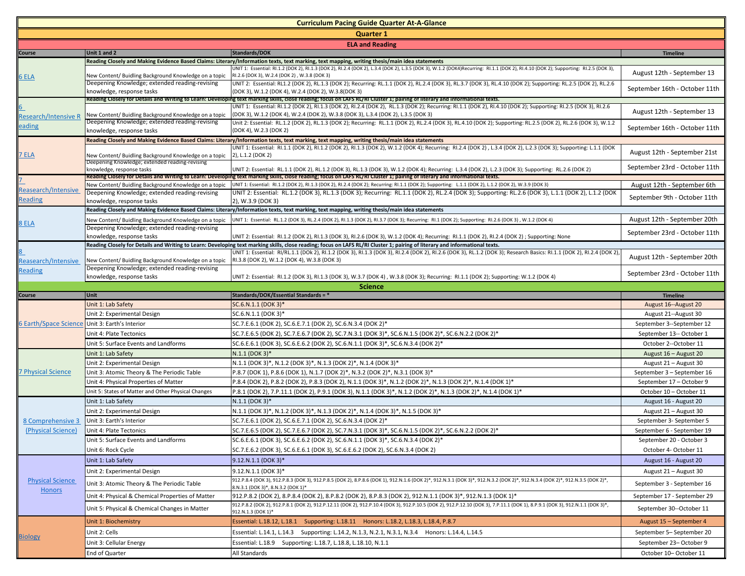# Curriculum Pacing Guide Quarter At-A-Glance

## Quarter 1

### ELA and Reading

| Course | Unit 1 and 2 | Standards/DOK | Timeline |
|---|---|---|---|
| 6 ELA | Reading Closely and Making Evidence Based Claims: Literary/Information texts, text marking, text mapping, writing thesis/main idea statements | | |
| | New Content/ Buidling Background Knowledge on a topic | UNIT 1: Essential: RI.1.2 (DOK 2), RI.1.3 (DOK 2), RI.2.4 (DOK 2), L.3.4 (DOK 2), L.3.5 (DOK 3), W.1.2 (DOK4)Recurring: RI.1.1 (DOK 2), RI.4.10 (DOK 2); Supporting: RI.2.5 (DOK 3), RI.2.6 (DOK 3), W.2.4 (DOK 2) , W.3.8 (DOK 3) | August 12th - September 13 |
| | Deepening Knowledge; extended reading-revising knowledge, response tasks | UNIT 2: Essential: RL1.2 (DOK 2), RL.1.3 (DOK 2); Recurring: RL.1.1 (DOK 2), RL.2.4 (DOK 3), RL.3.7 (DOK 3), RL.4.10 (DOK 2); Supporting: RL.2.5 (DOK 2), RL.2.6 (DOK 3), W.1.2 (DOK 4), W.2.4 (DOK 2), W.3.8(DOK 3) | September 16th - October 11th |
| 6 Research/Intensive Reading | Reading Closely for Details and Writing to Learn: Developing text marking skills, close reading; focus on LAFS RL/RI Cluster 1; pairing of literary and informational texts. | | |
| | New Content/ Buidling Background Knowledge on a topic | UNIT 1: Essential: RI.1.2 (DOK 2), RI.1.3 (DOK 2), RI.2.4 (DOK 2), RL.1.3 (DOK 2); Recurring: RI.1.1 (DOK 2), RI.4.10 (DOK 2); Supporting: RI.2.5 (DOK 3), RI.2.6 (DOK 3), W.1.2 (DOK 4), W.2.4 (DOK 2), W.3.8 (DOK 3), L.3.4 (DOK 2), L.3.5 (DOK 3) | August 12th - September 13 |
| | Deepening Knowledge; extended reading-revising knowledge, response tasks | Unit 2: Essential: RL.1.2 (DOK 2), RL.1.3 (DOK 2); Recurring: RL.1.1 (DOK 2), RL.2.4 (DOK 3), RL.4.10 (DOK 2); Supporting: RL.2.5 (DOK 2), RL.2.6 (DOK 3), W.1.2 (DOK 4), W.2.3 (DOK 2) | September 16th - October 11th |
| 7 ELA | Reading Closely and Making Evidence Based Claims: Literary/Information texts, text marking, text mapping, writing thesis/main idea statements | | |
| | New Content/ Buidling Background Knowledge on a topic | UNIT 1: Essential: RI.1.1 (DOK 2), RI.1.2 (DOK 2), RI.1.3 (DOK 2), W.1.2 (DOK 4); Recurring: RI.2.4 (DOK 2) , L.3.4 (DOK 2), L.2.3 (DOK 3); Supporting: L.1.1 (DOK 2), L.1.2 (DOK 2) | August 12th - September 21st |
| | Deepening Knowledge; extended reading-revising knowledge, response tasks | UNIT 2: Essential: RL.1.1 (DOK 2), RL.1.2 (DOK 3), RL.1.3 (DOK 3), W.1.2 (DOK 4); Recurring: L.3.4 (DOK 2), L.2.3 (DOK 3); Supporting: RL.2.6 (DOK 2) | September 23rd - October 11th |
| 7 Reasearch/Intensive Reading | Reading Closely for Details and Writing to Learn: Developing text marking skills, close reading; focus on LAFS RL/RI Cluster 1; pairing of literary and informational texts. | | |
| | New Content/ Buidling Background Knowledge on a topic | UNIT 1: Essential: RI.1.2 (DOK 2), RI.1.3 (DOK 2), RI.2.4 (DOK 2); Recurring: RI.1.1 (DOK 2); Supporting: L.1.1 (DOK 2), L.1.2 (DOK 2), W.3.9 (DOK 3) | August 12th - September 6th |
| | Deepening Knowledge; extended reading-revising knowledge, response tasks | UNIT 2: Essential: RL.1.2 (DOK 3), RL.1.3 (DOK 3); Recurring: RL.1.1 (DOK 2), RL.2.4 (DOK 3); Supporting: RL.2.6 (DOK 3), L.1.1 (DOK 2), L.1.2 (DOK 2), W.3.9 (DOK 3) | September 9th - October 11th |
| 8 ELA | Reading Closely and Making Evidence Based Claims: Literary/Information texts, text marking, text mapping, writing thesis/main idea statements | | |
| | New Content/ Buidling Background Knowledge on a topic | UNIT 1: Essential: RL.1.2 (DOK 3), RL.2.4 (DOK 2), RI.1.3 (DOK 2), RL.3.7 (DOK 3); Recurring: RI.1 (DOK 2); Supporting: RI.2.6 (DOK 3) , W.1.2 (DOK 4) | August 12th - September 20th |
| | Deepening Knowledge; extended reading-revising knowledge, response tasks | UNIT 2: Essential: RI.1.2 (DOK 2), RI.1.3 (DOK 3), RI.2.6 (DOK 3), W.1.2 (DOK 4); Recurring: RI.1.1 (DOK 2), RI.2.4 (DOK 2) ; Supporting: None | September 23rd - October 11th |
| 8 Reasearch/Intensive Reading | Reading Closely for Details and Writing to Learn: Developing text marking skills, close reading; focus on LAFS RL/RI Cluster 1; pairing of literary and informational texts. | | |
| | New Content/ Buidling Background Knowledge on a topic | UNIT 1: Essential: RI/RL.1.1 (DOk 2), RI.1.2 (DOK 3), RI.1.3 (DOK 3), RI.2.4 (DOK 2), RI.2.6 (DOK 3), RL.1.2 (DOK 3); Research Basics: RI.1.1 (DOK 2), RI.2.4 (DOK 2), RI.3.8 (DOK 2), W.1.2 (DOK 4), W.3.8 (DOK 3) | August 12th - September 20th |
| | Deepening Knowledge; extended reading-revising knowledge, response tasks | UNIT 2: Essential: RI.1.2 (DOK 3), RI.1.3 (DOK 3), W.3.7 (DOK 4) , W.3.8 (DOK 3); Recurring: RI.1.1 (DOK 2); Supporting: W.1.2 (DOK 4) | September 23rd - October 11th |

### Science

| Course | Unit | Standards/DOK/Essential Standards = * | Timeline |
|---|---|---|---|
| 6 Earth/Space Science | Unit 1: Lab Safety | SC.6.N.1.1 (DOK 3)* | August 16--August 20 |
| | Unit 2: Experimental Design | SC.6.N.1.1 (DOK 3)* | August 21--August 30 |
| | Unit 3: Earth's Interior | SC.7.E.6.1 (DOK 2), SC.6.E.7.1 (DOK 2), SC.6.N.3.4 (DOK 2)* | September 3--September 12 |
| | Unit 4: Plate Tectonics | SC.7.E.6.5 (DOK 2), SC.7.E.6.7 (DOK 2), SC.7.N.3.1 (DOK 3)*, SC.6.N.1.5 (DOK 2)*, SC.6.N.2.2 (DOK 2)* | September 13-- October 1 |
| | Unit 5: Surface Events and Landforms | SC.6.E.6.1 (DOK 3), SC.6.E.6.2 (DOK 2), SC.6.N.1.1 (DOK 3)*, SC.6.N.3.4 (DOK 2)* | October 2--October 11 |
| 7 Physical Science | Unit 1: Lab Safety | N.1.1 (DOK 3)* | August 16 – August 20 |
| | Unit 2: Experimental Design | N.1.1 (DOK 3)*, N.1.2 (DOK 3)*, N.1.3 (DOK 2)*, N.1.4 (DOK 3)* | August 21 – August 30 |
| | Unit 3: Atomic Theory & The Periodic Table | P.8.7 (DOK 1), P.8.6 (DOK 1), N.1.7 (DOK 2)*, N.3.2 (DOK 2)*, N.3.1 (DOK 3)* | September 3 – September 16 |
| | Unit 4: Physical Properties of Matter | P.8.4 (DOK 2), P.8.2 (DOK 2), P.8.3 (DOK 2), N.1.1 (DOK 3)*, N.1.2 (DOK 2)*, N.1.3 (DOK 2)*, N.1.4 (DOK 1)* | September 17 – October 9 |
| | Unit 5: States of Matter and Other Physical Changes | P.8.1 (DOK 2), 7.P.11.1 (DOK 2), P.9.1 (DOK 3), N.1.1 (DOK 3)*, N.1.2 (DOK 2)*, N.1.3 (DOK 2)*, N.1.4 (DOK 1)* | October 10 – October 11 |
| 8 Comprehensive 3 (Physical Science) | Unit 1: Lab Safety | N.1.1 (DOK 3)* | August 16 - August 20 |
| | Unit 2: Experimental Design | N.1.1 (DOK 3)*, N.1.2 (DOK 3)*, N.1.3 (DOK 2)*, N.1.4 (DOK 3)*, N.1.5 (DOK 3)* | August 21 – August 30 |
| | Unit 3: Earth's Interior | SC.7.E.6.1 (DOK 2), SC.6.E.7.1 (DOK 2), SC.6.N.3.4 (DOK 2)* | September 3- September 5 |
| | Unit 4: Plate Tectonics | SC.7.E.6.5 (DOK 2), SC.7.E.6.7 (DOK 2), SC.7.N.3.1 (DOK 3)*, SC.6.N.1.5 (DOK 2)*, SC.6.N.2.2 (DOK 2)* | September 6 - September 19 |
| | Unit 5: Surface Events and Landforms | SC.6.E.6.1 (DOK 3), SC.6.E.6.2 (DOK 2), SC.6.N.1.1 (DOK 3)*, SC.6.N.3.4 (DOK 2)* | September 20 - October 3 |
| | Unit 6: Rock Cycle | SC.7.E.6.2 (DOK 3), SC.6.E.6.1 (DOK 3), SC.6.E.6.2 (DOK 2), SC.6.N.3.4 (DOK 2) | October 4- October 11 |
| Physical Science Honors | Unit 1: Lab Safety | 9.12.N.1.1 (DOK 3)* | August 16 - August 20 |
| | Unit 2: Experimental Design | 9.12.N.1.1 (DOK 3)* | August 21 – August 30 |
| | Unit 3: Atomic Theory & The Periodic Table | 912.P.8.4 (DOK 3), 912.P.8.3 (DOK 3), 912.P.8.5 (DOK 2), 8.P.8.6 (DOK 1), 912.N.1.6 (DOK 2)*, 912.N.3.1 (DOK 3)*, 912.N.3.2 (DOK 2)*, 912.N.3.4 (DOK 2)*, 912.N.3.5 (DOK 2)*, 8.N.3.1 (DOK 3)*, 8.N.3.2 (DOK 1)* | September 3 - September 16 |
| | Unit 4: Physical & Chemical Properties of Matter | 912.P.8.2 (DOK 2), 8.P.8.4 (DOK 2), 8.P.8.2 (DOK 2), 8.P.8.3 (DOK 2), 912.N.1.1 (DOK 3)*, 912.N.1.3 (DOK 1)* | September 17 - September 29 |
| | Unit 5: Physical & Chemical Changes in Matter | 912.P.8.2 (DOK 2), 912.P.8.1 (DOK 2), 912.P.12.11 (DOK 2), 912.P.10.4 (DOK 3), 912.P.10.5 (DOK 2), 912.P.12.10 (DOK 3), 7.P.11.1 (DOK 1), 8.P.9.1 (DOK 3), 912.N.1.1 (DOK 3)*, 912.N.1.3 (DOK 1)* | September 30--October 11 |
| Biology | Unit 1: Biochemistry | Essential: L.18.12, L.18.1 Supporting: L.18.11 Honors: L.18.2, L.18.3, L.18.4, P.8.7 | August 15 – September 4 |
| | Unit 2: Cells | Essential: L.14.1, L.14.3 Supporting: L.14.2, N.1.3, N.2.1, N.3.1, N.3.4 Honors: L.14.4, L.14.5 | September 5– September 20 |
| | Unit 3: Cellular Energy | Essential: L.18.9 Supporting: L.18.7, L.18.8, L.18.10, N.1.1 | September 23– October 9 |
| | End of Quarter | All Standards | October 10– October 11 |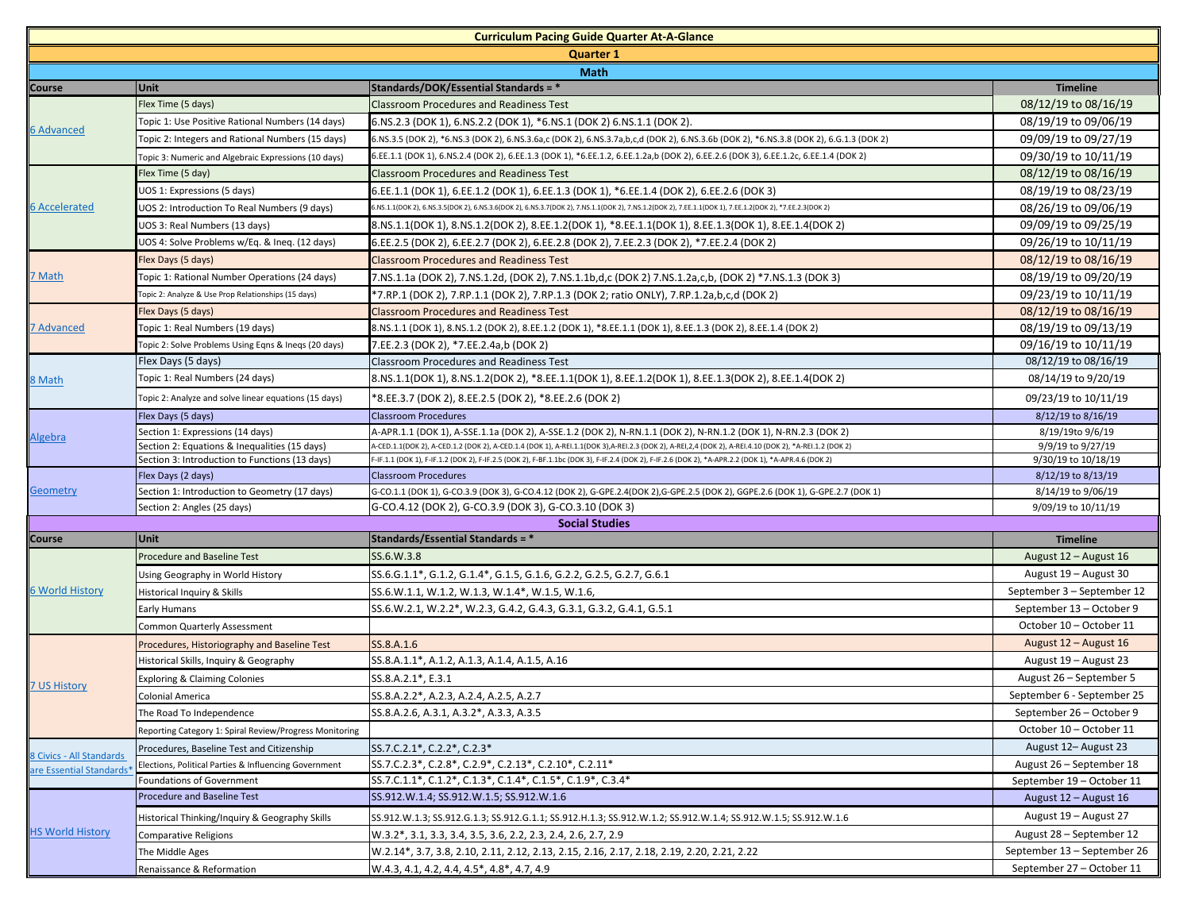# Curriculum Pacing Guide Quarter At-A-Glance

## Quarter 1

### Math

| Course | Unit | Standards/DOK/Essential Standards = * | Timeline |
|---|---|---|---|
| 6 Advanced | Flex Time (5 days) | Classroom Procedures and Readiness Test | 08/12/19 to 08/16/19 |
| | Topic 1: Use Positive Rational Numbers (14 days) | 6.NS.2.3 (DOK 1), 6.NS.2.2 (DOK 1), *6.NS.1 (DOK 2) 6.NS.1.1 (DOK 2). | 08/19/19 to 09/06/19 |
| | Topic 2: Integers and Rational Numbers (15 days) | 6.NS.3.5 (DOK 2), *6.NS.3 (DOK 2), 6.NS.3.6a,c (DOK 2), 6.NS.3.7a,b,c,d (DOK 2), 6.NS.3.6b (DOK 2), *6.NS.3.8 (DOK 2), 6.G.1.3 (DOK 2) | 09/09/19 to 09/27/19 |
| | Topic 3: Numeric and Algebraic Expressions (10 days) | 6.EE.1.1 (DOK 1), 6.NS.2.4 (DOK 2), 6.EE.1.3 (DOK 1), *6.EE.1.2, 6.EE.1.2a,b (DOK 2), 6.EE.2.6 (DOK 3), 6.EE.1.2c, 6.EE.1.4 (DOK 2) | 09/30/19 to 10/11/19 |
| 6 Accelerated | Flex Time (5 day) | Classroom Procedures and Readiness Test | 08/12/19 to 08/16/19 |
| | UOS 1: Expressions (5 days) | 6.EE.1.1 (DOK 1), 6.EE.1.2 (DOK 1), 6.EE.1.3 (DOK 1), *6.EE.1.4 (DOK 2), 6.EE.2.6 (DOK 3) | 08/19/19 to 08/23/19 |
| | UOS 2: Introduction To Real Numbers (9 days) | 6.NS.1.1(DOK 2), 6.NS.3.5(DOK 2), 6.NS.3.6(DOK 2), 6.NS.3.7(DOK 2), 7.NS.1.1(DOK 2), 7.NS.1.2(DOK 2), 7.EE.1.1(DOK 1), 7.EE.1.2(DOK 2), *7.EE.2.3(DOK 2) | 08/26/19 to 09/06/19 |
| | UOS 3: Real Numbers (13 days) | 8.NS.1.1(DOK 1), 8.NS.1.2(DOK 2), 8.EE.1.2(DOK 1), *8.EE.1.1(DOK 1), 8.EE.1.3(DOK 1), 8.EE.1.4(DOK 2) | 09/09/19 to 09/25/19 |
| | UOS 4: Solve Problems w/Eq. & Ineq. (12 days) | 6.EE.2.5 (DOK 2), 6.EE.2.7 (DOK 2), 6.EE.2.8 (DOK 2), 7.EE.2.3 (DOK 2), *7.EE.2.4 (DOK 2) | 09/26/19 to 10/11/19 |
| 7 Math | Flex Days (5 days) | Classroom Procedures and Readiness Test | 08/12/19 to 08/16/19 |
| | Topic 1: Rational Number Operations (24 days) | 7.NS.1.1a (DOK 2), 7.NS.1.2d, (DOK 2), 7.NS.1.1b,d,c (DOK 2) 7.NS.1.2a,c,b, (DOK 2) *7.NS.1.3 (DOK 3) | 08/19/19 to 09/20/19 |
| | Topic 2: Analyze & Use Prop Relationships (15 days) | *7.RP.1 (DOK 2), 7.RP.1.1 (DOK 2), 7.RP.1.3 (DOK 2; ratio ONLY), 7.RP.1.2a,b,c,d (DOK 2) | 09/23/19 to 10/11/19 |
| 7 Advanced | Flex Days (5 days) | Classroom Procedures and Readiness Test | 08/12/19 to 08/16/19 |
| | Topic 1: Real Numbers (19 days) | 8.NS.1.1 (DOK 1), 8.NS.1.2 (DOK 2), 8.EE.1.2 (DOK 1), *8.EE.1.1 (DOK 1), 8.EE.1.3 (DOK 2), 8.EE.1.4 (DOK 2) | 08/19/19 to 09/13/19 |
| | Topic 2: Solve Problems Using Eqns & Ineqs (20 days) | 7.EE.2.3 (DOK 2), *7.EE.2.4a,b (DOK 2) | 09/16/19 to 10/11/19 |
| 8 Math | Flex Days (5 days) | Classroom Procedures and Readiness Test | 08/12/19 to 08/16/19 |
| | Topic 1: Real Numbers (24 days) | 8.NS.1.1(DOK 1), 8.NS.1.2(DOK 2), *8.EE.1.1(DOK 1), 8.EE.1.2(DOK 1), 8.EE.1.3(DOK 2), 8.EE.1.4(DOK 2) | 08/14/19 to 9/20/19 |
| | Topic 2: Analyze and solve linear equations (15 days) | *8.EE.3.7 (DOK 2), 8.EE.2.5 (DOK 2), *8.EE.2.6 (DOK 2) | 09/23/19 to 10/11/19 |
| Algebra | Flex Days (5 days) | Classroom Procedures | 8/12/19 to 8/16/19 |
| | Section 1: Expressions (14 days) | A-APR.1.1 (DOK 1), A-SSE.1.1a (DOK 2), A-SSE.1.2 (DOK 2), N-RN.1.1 (DOK 2), N-RN.1.2 (DOK 1), N-RN.2.3 (DOK 2) | 8/19/19to 9/6/19 |
| | Section 2: Equations & Inequalities (15 days) | A-CED.1.1(DOK 2), A-CED.1.2 (DOK 2), A-CED.1.4 (DOK 1), A-REI.1.1(DOK 3),A-REI.2.3 (DOK 2), A-REI,2,4 (DOK 2), A-REI.4.10 (DOK 2), *A-REI.1.2 (DOK 2) | 9/9/19 to 9/27/19 |
| | Section 3: Introduction to Functions (13 days) | F-IF.1.1 (DOK 1), F-IF.1.2 (DOK 2), F-IF.2.5 (DOK 2), F-BF.1.1bc (DOK 3), F-IF.2.4 (DOK 2), F-IF.2.6 (DOK 2), *A-APR.2.2 (DOK 1), A-APR.4.6 (DOK 2) | 9/30/19 to 10/18/19 |
| Geometry | Flex Days (2 days) | Classroom Procedures | 8/12/19 to 8/13/19 |
| | Section 1: Introduction to Geometry (17 days) | G-CO.1.1 (DOK 1), G-CO.3.9 (DOK 3), G-CO.4.12 (DOK 2), G-GPE.2.4(DOK 2),G-GPE.2.5 (DOK 2), GGPE.2.6 (DOK 1), G-GPE.2.7 (DOK 1) | 8/14/19 to 9/06/19 |
| | Section 2: Angles (25 days) | G-CO.4.12 (DOK 2), G-CO.3.9 (DOK 3), G-CO.3.10 (DOK 3) | 9/09/19 to 10/11/19 |

### Social Studies

| Course | Unit | Standards/Essential Standards = * | Timeline |
|---|---|---|---|
| 6 World History | Procedure and Baseline Test | SS.6.W.3.8 | August 12 – August 16 |
| | Using Geography in World History | SS.6.G.1.1*, G.1.2, G.1.4*, G.1.5, G.1.6, G.2.2, G.2.5, G.2.7, G.6.1 | August 19 – August 30 |
| | Historical Inquiry & Skills | SS.6.W.1.1, W.1.2, W.1.3, W.1.4*, W.1.5, W.1.6, | September 3 – September 12 |
| | Early Humans | SS.6.W.2.1, W.2.2*, W.2.3, G.4.2, G.4.3, G.3.1, G.3.2, G.4.1, G.5.1 | September 13 – October 9 |
| | Common Quarterly Assessment | | October 10 – October 11 |
| 7 US History | Procedures, Historiography and Baseline Test | SS.8.A.1.6 | August 12 – August 16 |
| | Historical Skills, Inquiry & Geography | SS.8.A.1.1*, A.1.2, A.1.3, A.1.4, A.1.5, A.16 | August 19 – August 23 |
| | Exploring & Claiming Colonies | SS.8.A.2.1*, E.3.1 | August 26 – September 5 |
| | Colonial America | SS.8.A.2.2*, A.2.3, A.2.4, A.2.5, A.2.7 | September 6 - September 25 |
| | The Road To Independence | SS.8.A.2.6, A.3.1, A.3.2*, A.3.3, A.3.5 | September 26 – October 9 |
| | Reporting Category 1: Spiral Review/Progress Monitoring | | October 10 – October 11 |
| 8 Civics - All Standards are Essential Standards* | Procedures, Baseline Test and Citizenship | SS.7.C.2.1*, C.2.2*, C.2.3* | August 12– August 23 |
| | Elections, Political Parties & Influencing Government | SS.7.C.2.3*, C.2.8*, C.2.9*, C.2.13*, C.2.10*, C.2.11* | August 26 – September 18 |
| | Foundations of Government | SS.7.C.1.1*, C.1.2*, C.1.3*, C.1.4*, C.1.5*, C.1.9*, C.3.4* | September 19 – October 11 |
| HS World History | Procedure and Baseline Test | SS.912.W.1.4; SS.912.W.1.5; SS.912.W.1.6 | August 12 – August 16 |
| | Historical Thinking/Inquiry & Geography Skills | SS.912.W.1.3; SS.912.G.1.3; SS.912.G.1.1; SS.912.H.1.3; SS.912.W.1.2; SS.912.W.1.4; SS.912.W.1.5; SS.912.W.1.6 | August 19 – August 27 |
| | Comparative Religions | W.3.2*, 3.1, 3.3, 3.4, 3.5, 3.6, 2.2, 2.3, 2.4, 2.6, 2.7, 2.9 | August 28 – September 12 |
| | The Middle Ages | W.2.14*, 3.7, 3.8, 2.10, 2.11, 2.12, 2.13, 2.15, 2.16, 2.17, 2.18, 2.19, 2.20, 2.21, 2.22 | September 13 – September 26 |
| | Renaissance & Reformation | W.4.3, 4.1, 4.2, 4.4, 4.5*, 4.8*, 4.7, 4.9 | September 27 – October 11 |